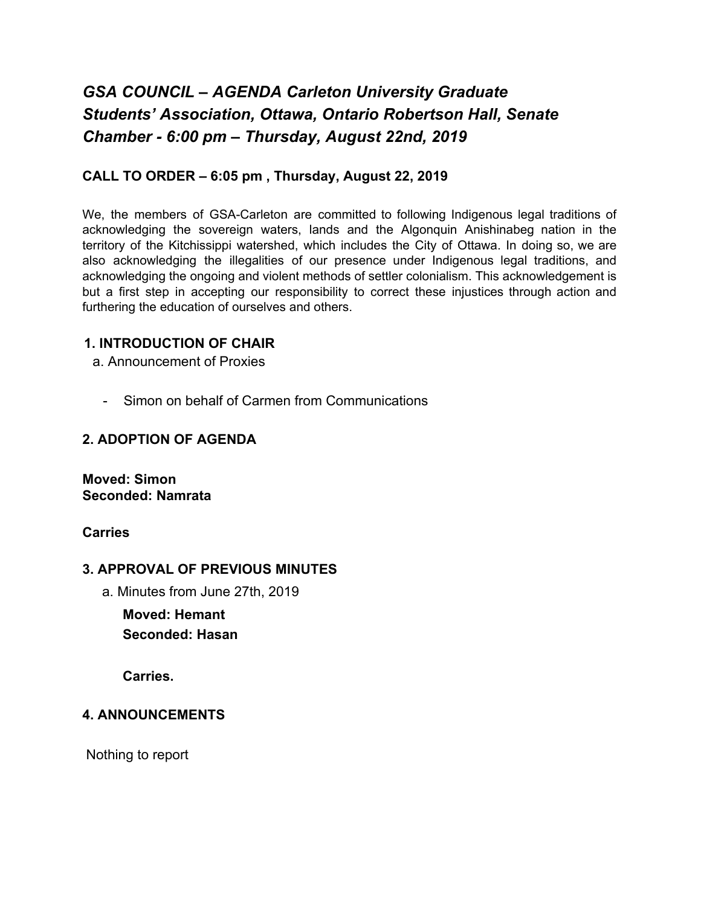# *GSA COUNCIL – AGENDA Carleton University Graduate Students' Association, Ottawa, Ontario Robertson Hall, Senate Chamber - 6:00 pm – Thursday, August 22nd, 2019*

### CALL TO ORDER – 6:05 pm , Thursday, August 22, 2019

We, the members of GSA-Carleton are committed to following Indigenous legal traditions of acknowledging the sovereign waters, lands and the Algonquin Anishinabeg nation in the territory of the Kitchissippi watershed, which includes the City of Ottawa. In doing so, we are also acknowledging the illegalities of our presence under Indigenous legal traditions, and acknowledging the ongoing and violent methods of settler colonialism. This acknowledgement is but a first step in accepting our responsibility to correct these injustices through action and furthering the education of ourselves and others.

### 1. INTRODUCTION OF CHAIR

a. Announcement of Proxies

- Simon on behalf of Carmen from Communications

### 2. ADOPTION OF AGENDA

**Moved: Simon**
**Seconded: Namrata**

**Carries**

### 3. APPROVAL OF PREVIOUS MINUTES

a. Minutes from June 27th, 2019

**Moved: Hemant**
**Seconded: Hasan**

**Carries.**

### 4. ANNOUNCEMENTS

Nothing to report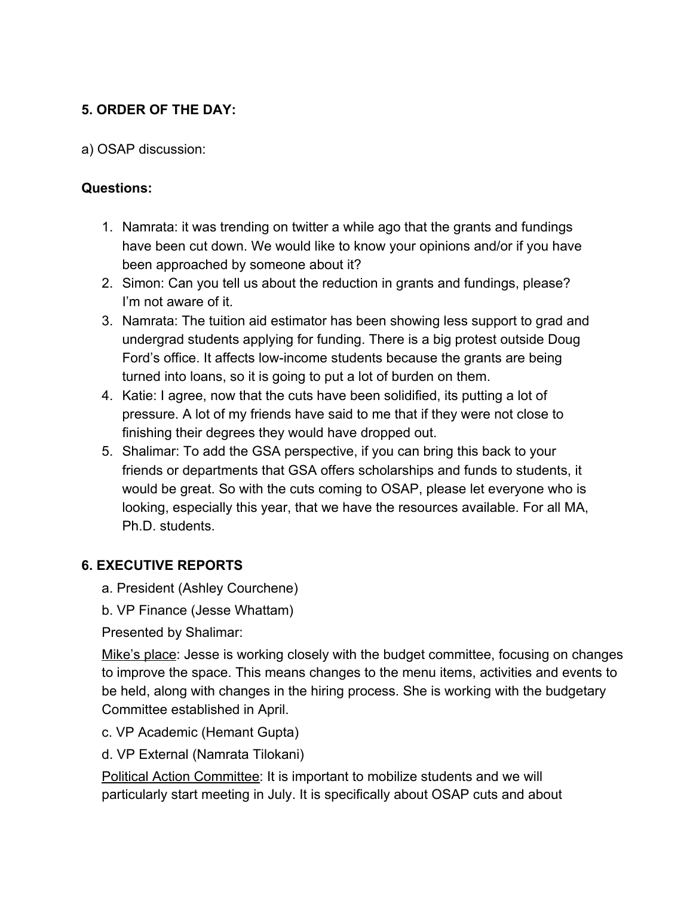**5. ORDER OF THE DAY:**

a) OSAP discussion:

**Questions:**

1. Namrata: it was trending on twitter a while ago that the grants and fundings have been cut down. We would like to know your opinions and/or if you have been approached by someone about it?
2. Simon: Can you tell us about the reduction in grants and fundings, please? I'm not aware of it.
3. Namrata: The tuition aid estimator has been showing less support to grad and undergrad students applying for funding. There is a big protest outside Doug Ford's office. It affects low-income students because the grants are being turned into loans, so it is going to put a lot of burden on them.
4. Katie: I agree, now that the cuts have been solidified, its putting a lot of pressure. A lot of my friends have said to me that if they were not close to finishing their degrees they would have dropped out.
5. Shalimar: To add the GSA perspective, if you can bring this back to your friends or departments that GSA offers scholarships and funds to students, it would be great. So with the cuts coming to OSAP, please let everyone who is looking, especially this year, that we have the resources available. For all MA, Ph.D. students.

**6. EXECUTIVE REPORTS**

a. President (Ashley Courchene)

b. VP Finance (Jesse Whattam)

Presented by Shalimar:

Mike's place: Jesse is working closely with the budget committee, focusing on changes to improve the space. This means changes to the menu items, activities and events to be held, along with changes in the hiring process. She is working with the budgetary Committee established in April.

c. VP Academic (Hemant Gupta)

d. VP External (Namrata Tilokani)

Political Action Committee: It is important to mobilize students and we will particularly start meeting in July. It is specifically about OSAP cuts and about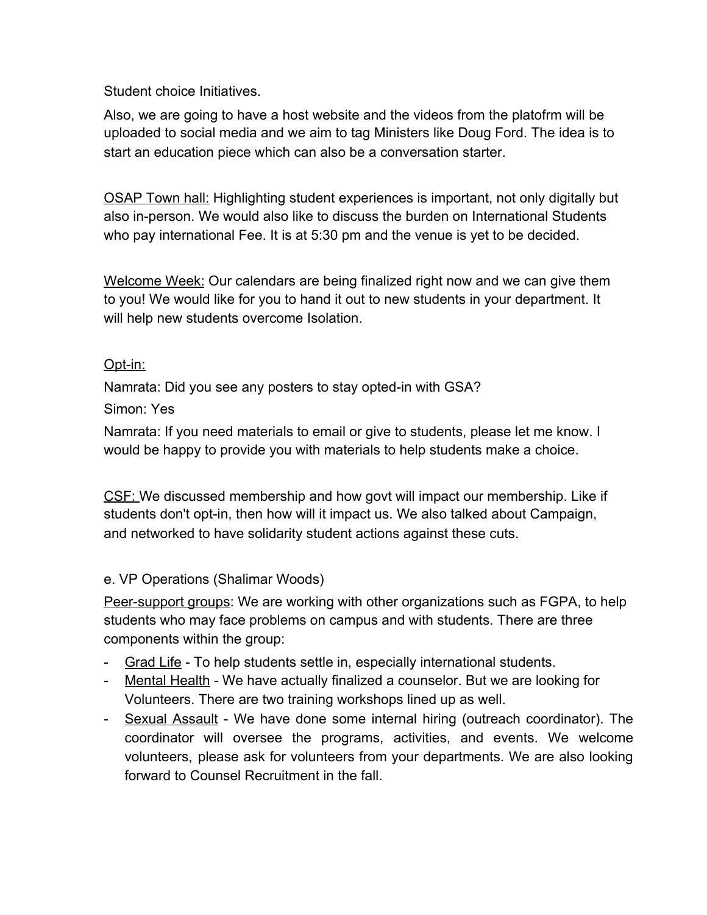Student choice Initiatives.

Also, we are going to have a host website and the videos from the platofrm will be uploaded to social media and we aim to tag Ministers like Doug Ford. The idea is to start an education piece which can also be a conversation starter.

<u>OSAP Town hall:</u> Highlighting student experiences is important, not only digitally but also in-person. We would also like to discuss the burden on International Students who pay international Fee. It is at 5:30 pm and the venue is yet to be decided.

<u>Welcome Week:</u> Our calendars are being finalized right now and we can give them to you! We would like for you to hand it out to new students in your department. It will help new students overcome Isolation.

<u>Opt-in:</u>

Namrata: Did you see any posters to stay opted-in with GSA?

Simon: Yes

Namrata: If you need materials to email or give to students, please let me know. I would be happy to provide you with materials to help students make a choice.

<u>CSF:</u> We discussed membership and how govt will impact our membership. Like if students don't opt-in, then how will it impact us. We also talked about Campaign, and networked to have solidarity student actions against these cuts.

e. VP Operations (Shalimar Woods)

<u>Peer-support groups</u>: We are working with other organizations such as FGPA, to help students who may face problems on campus and with students. There are three components within the group:

- <u>Grad Life</u> - To help students settle in, especially international students.
- <u>Mental Health</u> - We have actually finalized a counselor. But we are looking for Volunteers. There are two training workshops lined up as well.
- <u>Sexual Assault</u> - We have done some internal hiring (outreach coordinator). The coordinator will oversee the programs, activities, and events. We welcome volunteers, please ask for volunteers from your departments. We are also looking forward to Counsel Recruitment in the fall.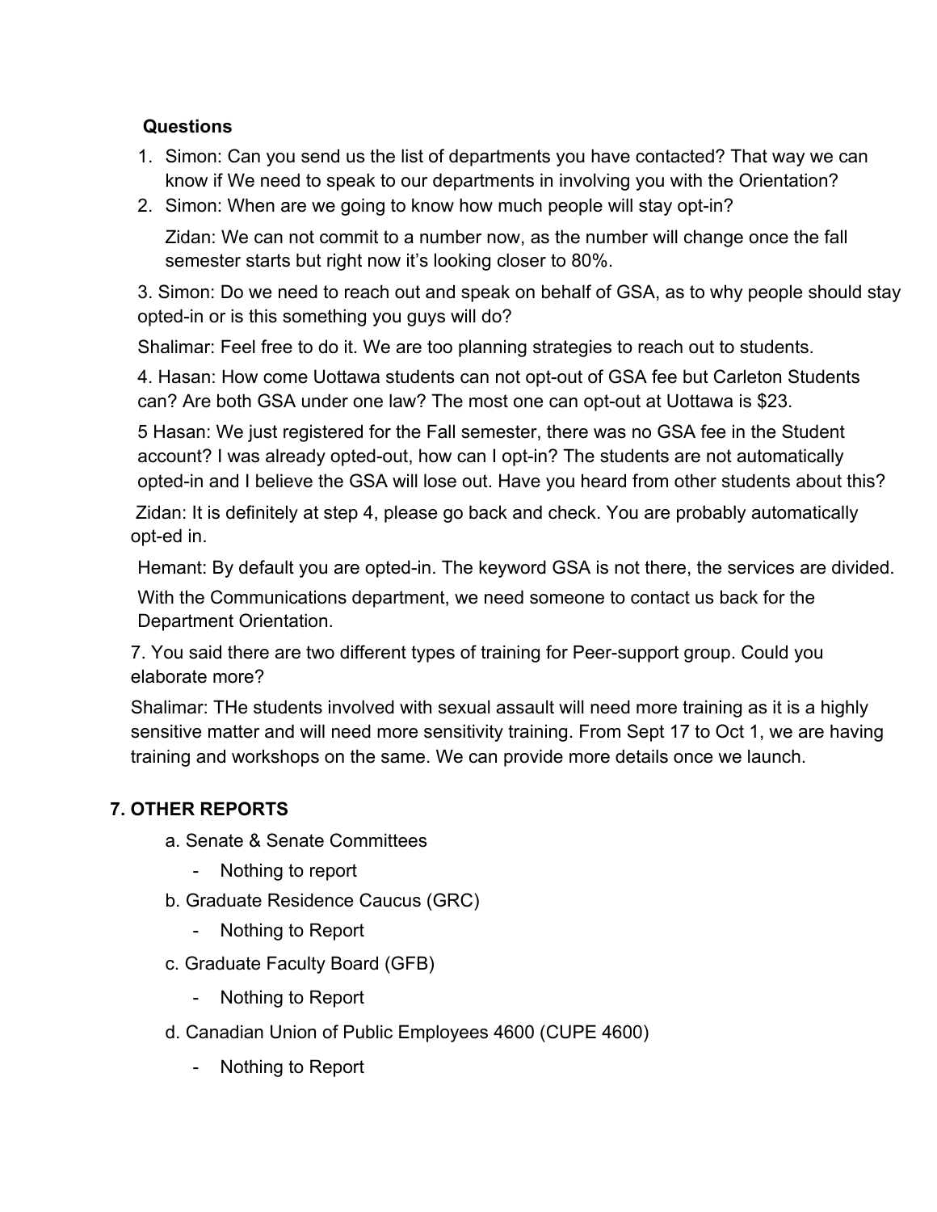**Questions**

1. Simon: Can you send us the list of departments you have contacted? That way we can know if We need to speak to our departments in involving you with the Orientation?
2. Simon: When are we going to know how much people will stay opt-in?

   Zidan: We can not commit to a number now, as the number will change once the fall semester starts but right now it's looking closer to 80%.

3. Simon: Do we need to reach out and speak on behalf of GSA, as to why people should stay opted-in or is this something you guys will do?

Shalimar: Feel free to do it. We are too planning strategies to reach out to students.

4. Hasan: How come Uottawa students can not opt-out of GSA fee but Carleton Students can? Are both GSA under one law? The most one can opt-out at Uottawa is $23.

5 Hasan: We just registered for the Fall semester, there was no GSA fee in the Student account? I was already opted-out, how can I opt-in? The students are not automatically opted-in and I believe the GSA will lose out. Have you heard from other students about this?

Zidan: It is definitely at step 4, please go back and check. You are probably automatically opt-ed in.

Hemant: By default you are opted-in. The keyword GSA is not there, the services are divided.

With the Communications department, we need someone to contact us back for the Department Orientation.

7. You said there are two different types of training for Peer-support group. Could you elaborate more?

Shalimar: THe students involved with sexual assault will need more training as it is a highly sensitive matter and will need more sensitivity training. From Sept 17 to Oct 1, we are having training and workshops on the same. We can provide more details once we launch.

## 7. OTHER REPORTS

a. Senate & Senate Committees
- Nothing to report

b. Graduate Residence Caucus (GRC)
- Nothing to Report

c. Graduate Faculty Board (GFB)
- Nothing to Report

d. Canadian Union of Public Employees 4600 (CUPE 4600)
- Nothing to Report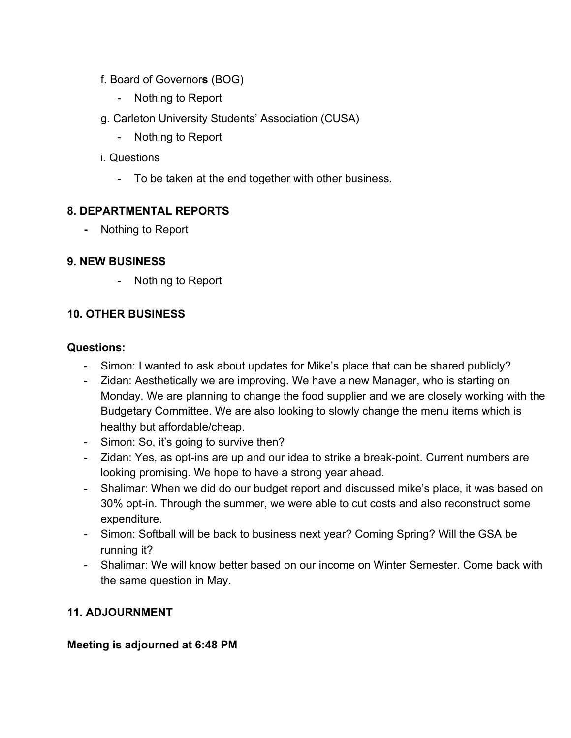f. Board of Governor**s** (BOG)

- Nothing to Report

g. Carleton University Students' Association (CUSA)

- Nothing to Report

i. Questions

- To be taken at the end together with other business.

**8. DEPARTMENTAL REPORTS**

- Nothing to Report

**9. NEW BUSINESS**

- Nothing to Report

**10. OTHER BUSINESS**

**Questions:**

- Simon: I wanted to ask about updates for Mike's place that can be shared publicly?
- Zidan: Aesthetically we are improving. We have a new Manager, who is starting on Monday. We are planning to change the food supplier and we are closely working with the Budgetary Committee. We are also looking to slowly change the menu items which is healthy but affordable/cheap.
- Simon: So, it's going to survive then?
- Zidan: Yes, as opt-ins are up and our idea to strike a break-point. Current numbers are looking promising. We hope to have a strong year ahead.
- Shalimar: When we did do our budget report and discussed mike's place, it was based on 30% opt-in. Through the summer, we were able to cut costs and also reconstruct some expenditure.
- Simon: Softball will be back to business next year? Coming Spring? Will the GSA be running it?
- Shalimar: We will know better based on our income on Winter Semester. Come back with the same question in May.

**11. ADJOURNMENT**

**Meeting is adjourned at 6:48 PM**